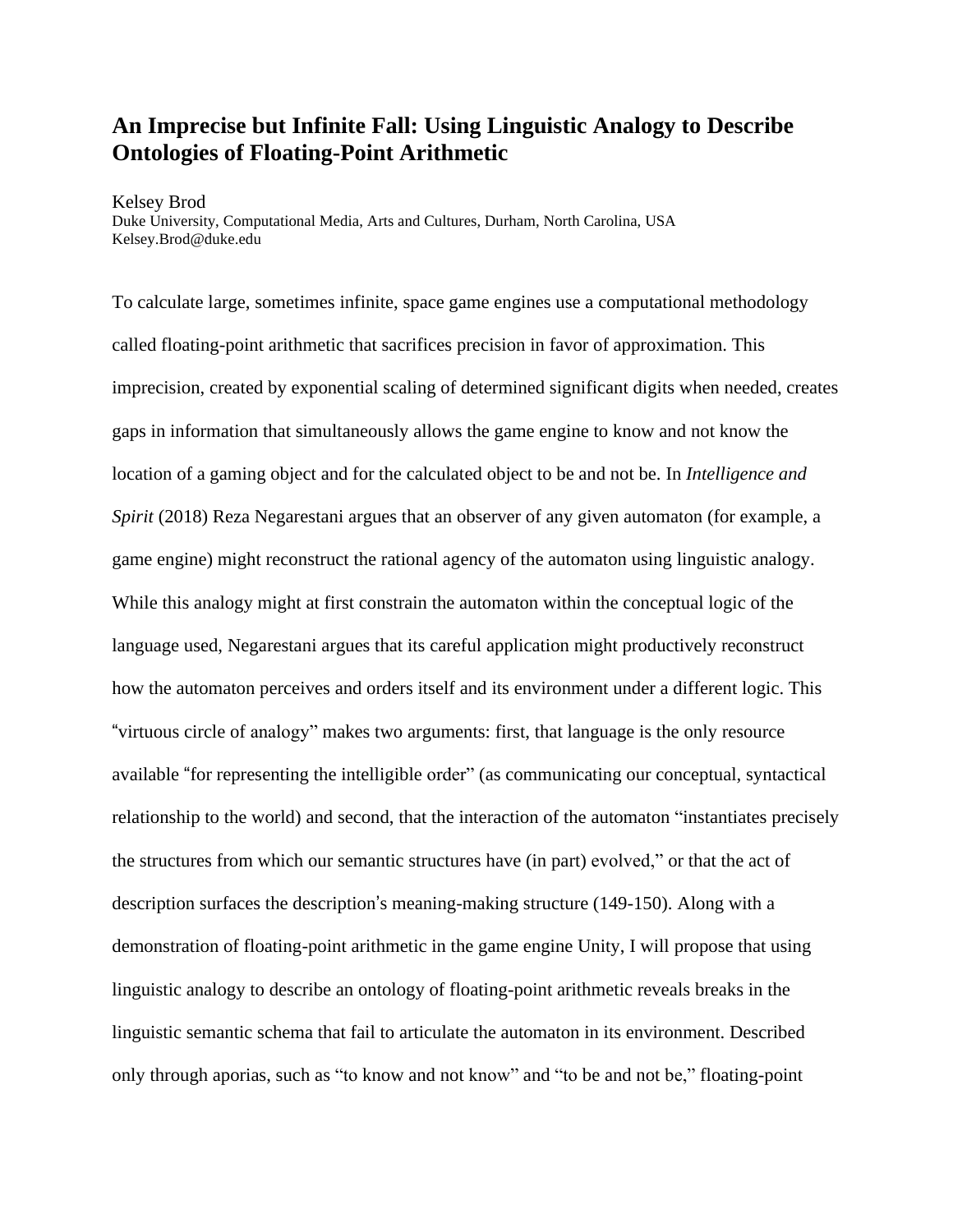# An Imprecise but Infinite Fall: Using Linguistic Analogy to Describe Ontologies of Floating-Point Arithmetic

Kelsey Brod
Duke University, Computational Media, Arts and Cultures, Durham, North Carolina, USA
Kelsey.Brod@duke.edu

To calculate large, sometimes infinite, space game engines use a computational methodology called floating-point arithmetic that sacrifices precision in favor of approximation. This imprecision, created by exponential scaling of determined significant digits when needed, creates gaps in information that simultaneously allows the game engine to know and not know the location of a gaming object and for the calculated object to be and not be. In *Intelligence and Spirit* (2018) Reza Negarestani argues that an observer of any given automaton (for example, a game engine) might reconstruct the rational agency of the automaton using linguistic analogy. While this analogy might at first constrain the automaton within the conceptual logic of the language used, Negarestani argues that its careful application might productively reconstruct how the automaton perceives and orders itself and its environment under a different logic. This "virtuous circle of analogy" makes two arguments: first, that language is the only resource available "for representing the intelligible order" (as communicating our conceptual, syntactical relationship to the world) and second, that the interaction of the automaton "instantiates precisely the structures from which our semantic structures have (in part) evolved," or that the act of description surfaces the description's meaning-making structure (149-150). Along with a demonstration of floating-point arithmetic in the game engine Unity, I will propose that using linguistic analogy to describe an ontology of floating-point arithmetic reveals breaks in the linguistic semantic schema that fail to articulate the automaton in its environment. Described only through aporias, such as "to know and not know" and "to be and not be," floating-point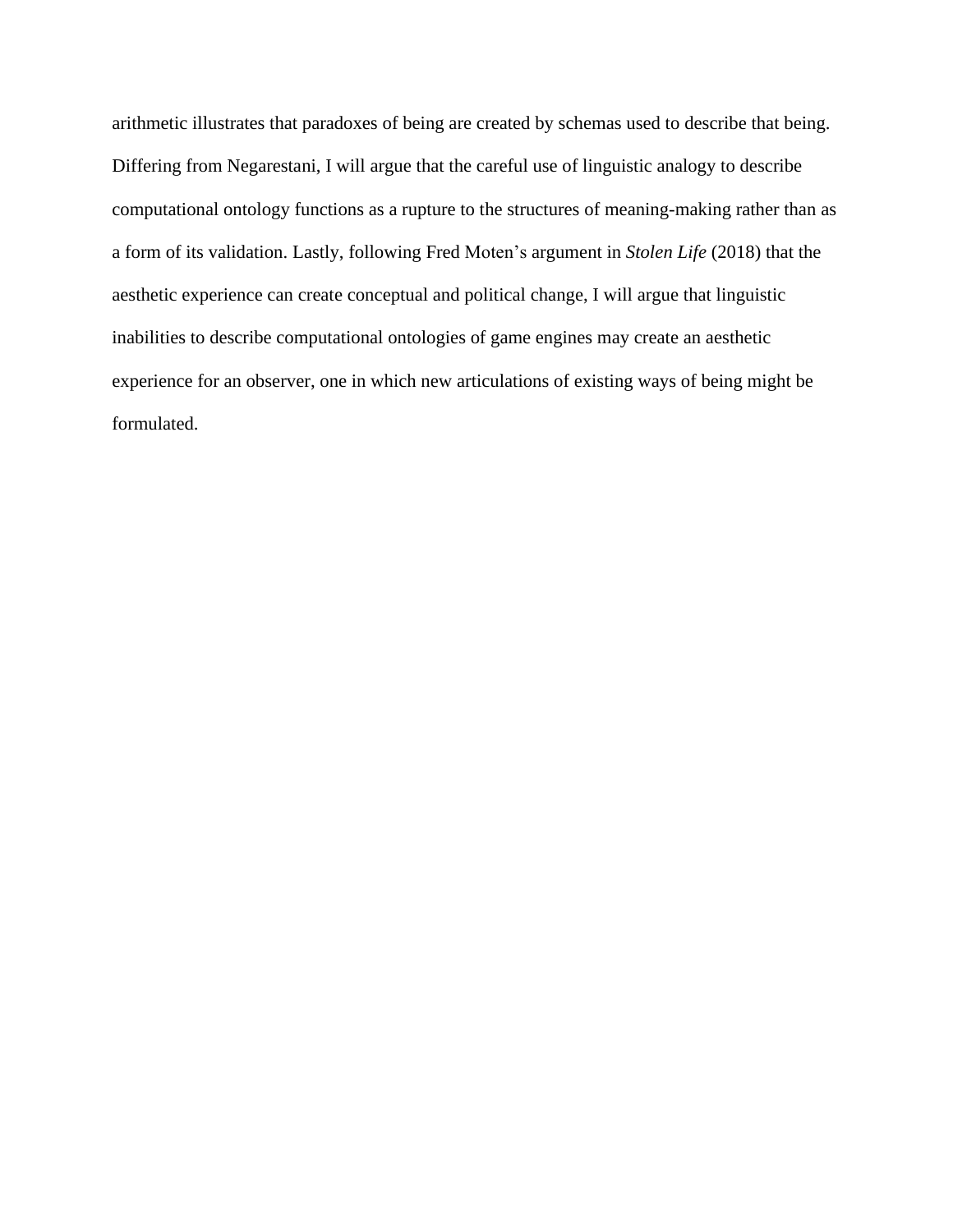arithmetic illustrates that paradoxes of being are created by schemas used to describe that being. Differing from Negarestani, I will argue that the careful use of linguistic analogy to describe computational ontology functions as a rupture to the structures of meaning-making rather than as a form of its validation. Lastly, following Fred Moten's argument in *Stolen Life* (2018) that the aesthetic experience can create conceptual and political change, I will argue that linguistic inabilities to describe computational ontologies of game engines may create an aesthetic experience for an observer, one in which new articulations of existing ways of being might be formulated.